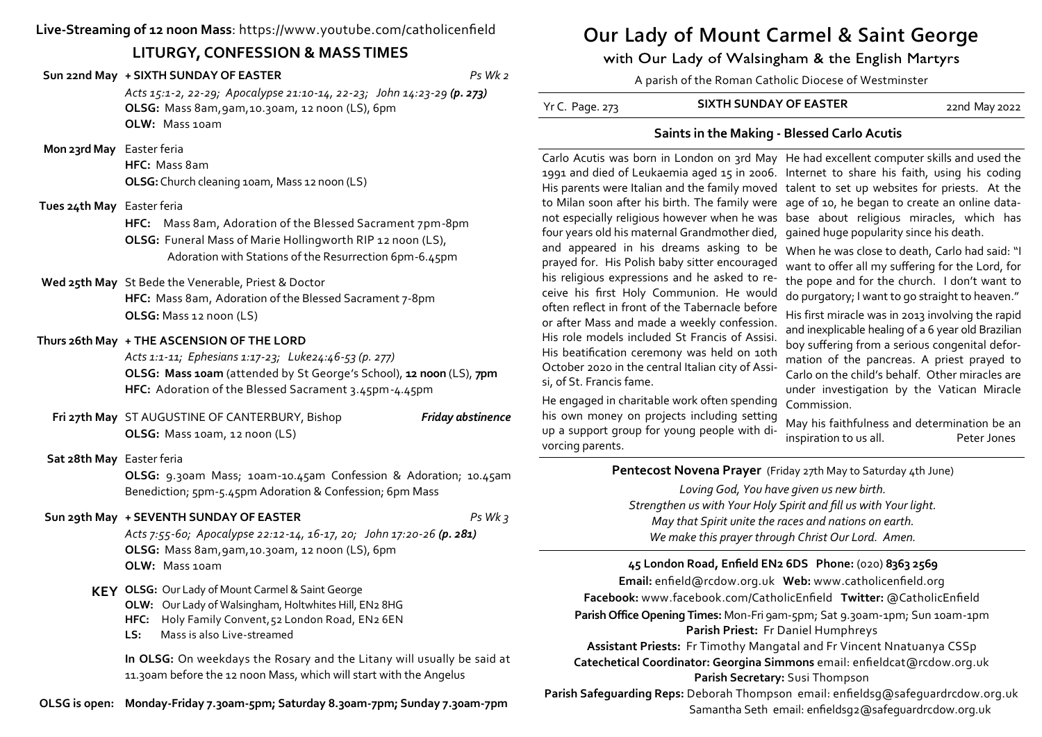**Live-Streaming of 12 noon Mass**: https://www.youtube.com/catholicenfield

## LITURGY, CONFESSION & MASS TIMES

**Sun 22nd May + SIXTH SUNDAY OF EASTER** *Ps Wk 2*
*Acts 15:1-2, 22-29; Apocalypse 21:10-14, 22-23; John 14:23-29* ***(p. 273)***
**OLSG:** Mass 8am, 9am, 10.30am, 12 noon (LS), 6pm
**OLW:** Mass 10am

**Mon 23rd May** Easter feria
**HFC:** Mass 8am
**OLSG:** Church cleaning 10am, Mass 12 noon (LS)

**Tues 24th May** Easter feria
**HFC:** Mass 8am, Adoration of the Blessed Sacrament 7pm-8pm
**OLSG:** Funeral Mass of Marie Hollingworth RIP 12 noon (LS), Adoration with Stations of the Resurrection 6pm-6.45pm

**Wed 25th May** St Bede the Venerable, Priest & Doctor
**HFC:** Mass 8am, Adoration of the Blessed Sacrament 7-8pm
**OLSG:** Mass 12 noon (LS)

**Thurs 26th May + THE ASCENSION OF THE LORD**
*Acts 1:1-11; Ephesians 1:17-23; Luke24:46-53 (p. 277)*
**OLSG: Mass 10am** (attended by St George's School), **12 noon** (LS), **7pm**
**HFC:** Adoration of the Blessed Sacrament 3.45pm-4.45pm

**Fri 27th May** ST AUGUSTINE OF CANTERBURY, Bishop ***Friday abstinence***
**OLSG:** Mass 10am, 12 noon (LS)

**Sat 28th May** Easter feria
**OLSG:** 9.30am Mass; 10am-10.45am Confession & Adoration; 10.45am Benediction; 5pm-5.45pm Adoration & Confession; 6pm Mass

**Sun 29th May + SEVENTH SUNDAY OF EASTER** *Ps Wk 3*
*Acts 7:55-60; Apocalypse 22:12-14, 16-17, 20; John 17:20-26* ***(p. 281)***
**OLSG:** Mass 8am, 9am, 10.30am, 12 noon (LS), 6pm
**OLW:** Mass 10am

**KEY**
- **OLSG:** Our Lady of Mount Carmel & Saint George
- **OLW:** Our Lady of Walsingham, Holtwhites Hill, EN2 8HG
- **HFC:** Holy Family Convent, 52 London Road, EN2 6EN
- **LS:** Mass is also Live-streamed

**In OLSG:** On weekdays the Rosary and the Litany will usually be said at 11.30am before the 12 noon Mass, which will start with the Angelus

**OLSG is open: Monday-Friday 7.30am-5pm; Saturday 8.30am-7pm; Sunday 7.30am-7pm**

# Our Lady of Mount Carmel & Saint George

## with Our Lady of Walsingham & the English Martyrs

A parish of the Roman Catholic Diocese of Westminster

Yr C. Page. 273 | **SIXTH SUNDAY OF EASTER** | 22nd May 2022

### Saints in the Making - Blessed Carlo Acutis

Carlo Acutis was born in London on 3rd May 1991 and died of Leukaemia aged 15 in 2006. His parents were Italian and the family moved to Milan soon after his birth. The family were not especially religious however when he was four years old his maternal Grandmother died, and appeared in his dreams asking to be prayed for. His Polish baby sitter encouraged his religious expressions and he asked to receive his first Holy Communion. He would often reflect in front of the Tabernacle before or after Mass and made a weekly confession. His role models included St Francis of Assisi. His beatification ceremony was held on 10th October 2020 in the central Italian city of Assisi, of St. Francis fame.

He engaged in charitable work often spending his own money on projects including setting up a support group for young people with divorcing parents.

He had excellent computer skills and used the Internet to share his faith, using his coding talent to set up websites for priests. At the age of 10, he began to create an online database about religious miracles, which has gained huge popularity since his death.

When he was close to death, Carlo had said: "I want to offer all my suffering for the Lord, for the pope and for the church. I don't want to do purgatory; I want to go straight to heaven."

His first miracle was in 2013 involving the rapid and inexplicable healing of a 6 year old Brazilian boy suffering from a serious congenital deformation of the pancreas. A priest prayed to Carlo on the child's behalf. Other miracles are under investigation by the Vatican Miracle Commission.

May his faithfulness and determination be an inspiration to us all. Peter Jones

**Pentecost Novena Prayer** (Friday 27th May to Saturday 4th June)

*Loving God, You have given us new birth.*
*Strengthen us with Your Holy Spirit and fill us with Your light.*
*May that Spirit unite the races and nations on earth.*
*We make this prayer through Christ Our Lord. Amen.*

**45 London Road, Enfield EN2 6DS Phone:** (020) **8363 2569**
**Email:** enfield@rcdow.org.uk **Web:** www.catholicenfield.org
**Facebook:** www.facebook.com/CatholicEnfield **Twitter:** @CatholicEnfield
**Parish Office Opening Times:** Mon-Fri 9am-5pm; Sat 9.30am-1pm; Sun 10am-1pm
**Parish Priest:** Fr Daniel Humphreys
**Assistant Priests:** Fr Timothy Mangatal and Fr Vincent Nnatuanya CSSp
**Catechetical Coordinator: Georgina Simmons** email: enfieldcat@rcdow.org.uk
**Parish Secretary:** Susi Thompson
**Parish Safeguarding Reps:** Deborah Thompson email: enfieldsg@safeguardrcdow.org.uk
Samantha Seth email: enfieldsg2@safeguardrcdow.org.uk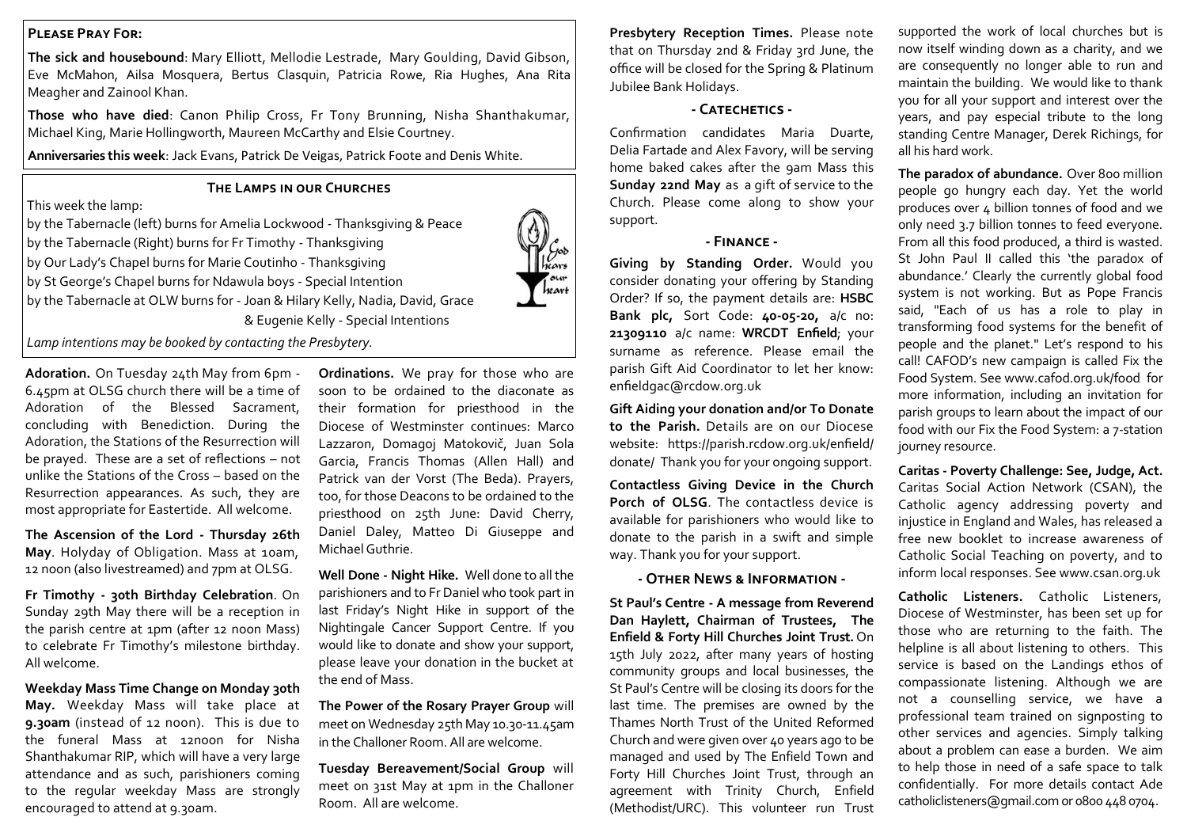## Please Pray For:

**The sick and housebound**: Mary Elliott, Mellodie Lestrade, Mary Goulding, David Gibson, Eve McMahon, Ailsa Mosquera, Bertus Clasquin, Patricia Rowe, Ria Hughes, Ana Rita Meagher and Zainool Khan.

**Those who have died**: Canon Philip Cross, Fr Tony Brunning, Nisha Shanthakumar, Michael King, Marie Hollingworth, Maureen McCarthy and Elsie Courtney.

**Anniversaries this week**: Jack Evans, Patrick De Veigas, Patrick Foote and Denis White.

## The Lamps in our Churches

This week the lamp:

by the Tabernacle (left) burns for Amelia Lockwood - Thanksgiving & Peace
by the Tabernacle (Right) burns for Fr Timothy - Thanksgiving
by Our Lady's Chapel burns for Marie Coutinho - Thanksgiving
by St George's Chapel burns for Ndawula boys - Special Intention
by the Tabernacle at OLW burns for - Joan & Hilary Kelly, Nadia, David, Grace & Eugenie Kelly - Special Intentions

God hears our heart

*Lamp intentions may be booked by contacting the Presbytery.*

**Adoration.** On Tuesday 24th May from 6pm - 6.45pm at OLSG church there will be a time of Adoration of the Blessed Sacrament, concluding with Benediction. During the Adoration, the Stations of the Resurrection will be prayed. These are a set of reflections – not unlike the Stations of the Cross – based on the Resurrection appearances. As such, they are most appropriate for Eastertide. All welcome.

**The Ascension of the Lord - Thursday 26th May**. Holyday of Obligation. Mass at 10am, 12 noon (also livestreamed) and 7pm at OLSG.

**Fr Timothy - 30th Birthday Celebration**. On Sunday 29th May there will be a reception in the parish centre at 1pm (after 12 noon Mass) to celebrate Fr Timothy's milestone birthday. All welcome.

**Weekday Mass Time Change on Monday 30th May.** Weekday Mass will take place at **9.30am** (instead of 12 noon). This is due to the funeral Mass at 12noon for Nisha Shanthakumar RIP, which will have a very large attendance and as such, parishioners coming to the regular weekday Mass are strongly encouraged to attend at 9.30am.

**Ordinations.** We pray for those who are soon to be ordained to the diaconate as their formation for priesthood in the Diocese of Westminster continues: Marco Lazzaron, Domagoj Matokovič, Juan Sola Garcia, Francis Thomas (Allen Hall) and Patrick van der Vorst (The Beda). Prayers, too, for those Deacons to be ordained to the priesthood on 25th June: David Cherry, Daniel Daley, Matteo Di Giuseppe and Michael Guthrie.

**Well Done - Night Hike.** Well done to all the parishioners and to Fr Daniel who took part in last Friday's Night Hike in support of the Nightingale Cancer Support Centre. If you would like to donate and show your support, please leave your donation in the bucket at the end of Mass.

**The Power of the Rosary Prayer Group** will meet on Wednesday 25th May 10.30-11.45am in the Challoner Room. All are welcome.

**Tuesday Bereavement/Social Group** will meet on 31st May at 1pm in the Challoner Room. All are welcome.

**Presbytery Reception Times.** Please note that on Thursday 2nd & Friday 3rd June, the office will be closed for the Spring & Platinum Jubilee Bank Holidays.

## - Catechetics -

Confirmation candidates Maria Duarte, Delia Fartade and Alex Favory, will be serving home baked cakes after the 9am Mass this **Sunday 22nd May** as a gift of service to the Church. Please come along to show your support.

## - Finance -

**Giving by Standing Order.** Would you consider donating your offering by Standing Order? If so, the payment details are: **HSBC Bank plc,** Sort Code: **40-05-20,** a/c no: **21309110** a/c name: **WRCDT Enfield**; your surname as reference. Please email the parish Gift Aid Coordinator to let her know: enfieldgac@rcdow.org.uk

**Gift Aiding your donation and/or To Donate to the Parish.** Details are on our Diocese website: https://parish.rcdow.org.uk/enfield/donate/ Thank you for your ongoing support.

**Contactless Giving Device in the Church Porch of OLSG**. The contactless device is available for parishioners who would like to donate to the parish in a swift and simple way. Thank you for your support.

## - Other News & Information -

**St Paul's Centre - A message from Reverend Dan Haylett, Chairman of Trustees, The Enfield & Forty Hill Churches Joint Trust.** On 15th July 2022, after many years of hosting community groups and local businesses, the St Paul's Centre will be closing its doors for the last time. The premises are owned by the Thames North Trust of the United Reformed Church and were given over 40 years ago to be managed and used by The Enfield Town and Forty Hill Churches Joint Trust, through an agreement with Trinity Church, Enfield (Methodist/URC). This volunteer run Trust supported the work of local churches but is now itself winding down as a charity, and we are consequently no longer able to run and maintain the building. We would like to thank you for all your support and interest over the years, and pay especial tribute to the long standing Centre Manager, Derek Richings, for all his hard work.

**The paradox of abundance.** Over 800 million people go hungry each day. Yet the world produces over 4 billion tonnes of food and we only need 3.7 billion tonnes to feed everyone. From all this food produced, a third is wasted. St John Paul II called this 'the paradox of abundance.' Clearly the currently global food system is not working. But as Pope Francis said, "Each of us has a role to play in transforming food systems for the benefit of people and the planet." Let's respond to his call! CAFOD's new campaign is called Fix the Food System. See www.cafod.org.uk/food for more information, including an invitation for parish groups to learn about the impact of our food with our Fix the Food System: a 7-station journey resource.

**Caritas - Poverty Challenge: See, Judge, Act.** Caritas Social Action Network (CSAN), the Catholic agency addressing poverty and injustice in England and Wales, has released a free new booklet to increase awareness of Catholic Social Teaching on poverty, and to inform local responses. See www.csan.org.uk

**Catholic Listeners.** Catholic Listeners, Diocese of Westminster, has been set up for those who are returning to the faith. The helpline is all about listening to others. This service is based on the Landings ethos of compassionate listening. Although we are not a counselling service, we have a professional team trained on signposting to other services and agencies. Simply talking about a problem can ease a burden. We aim to help those in need of a safe space to talk confidentially. For more details contact Ade catholiclisteners@gmail.com or 0800 448 0704.